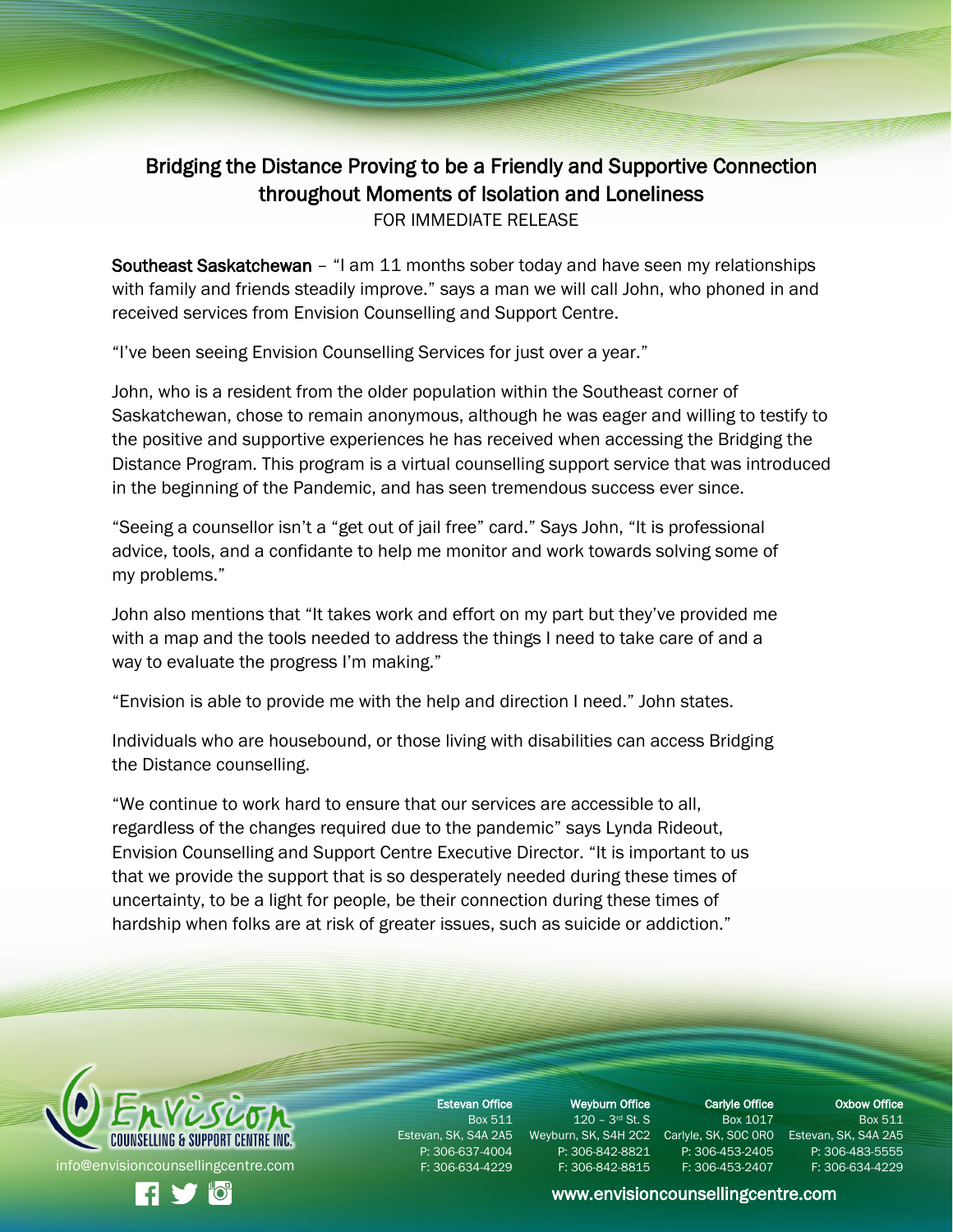# Bridging the Distance Proving to be a Friendly and Supportive Connection throughout Moments of Isolation and Loneliness

FOR IMMEDIATE RELEASE

**Southeast Saskatchewan** – "I am 11 months sober today and have seen my relationships with family and friends steadily improve." says a man we will call John, who phoned in and received services from Envision Counselling and Support Centre.

"I've been seeing Envision Counselling Services for just over a year."

John, who is a resident from the older population within the Southeast corner of Saskatchewan, chose to remain anonymous, although he was eager and willing to testify to the positive and supportive experiences he has received when accessing the Bridging the Distance Program. This program is a virtual counselling support service that was introduced in the beginning of the Pandemic, and has seen tremendous success ever since.

"Seeing a counsellor isn't a "get out of jail free" card." Says John, "It is professional advice, tools, and a confidante to help me monitor and work towards solving some of my problems."

John also mentions that "It takes work and effort on my part but they've provided me with a map and the tools needed to address the things I need to take care of and a way to evaluate the progress I'm making."

"Envision is able to provide me with the help and direction I need." John states.

Individuals who are housebound, or those living with disabilities can access Bridging the Distance counselling.

"We continue to work hard to ensure that our services are accessible to all, regardless of the changes required due to the pandemic" says Lynda Rideout, Envision Counselling and Support Centre Executive Director. "It is important to us that we provide the support that is so desperately needed during these times of uncertainty, to be a light for people, be their connection during these times of hardship when folks are at risk of greater issues, such as suicide or addiction."

Envision Counselling & Support Centre Inc.
info@envisioncounsellingcentre.com

| Estevan Office | Weyburn Office | Carlyle Office | Oxbow Office |
|---|---|---|---|
| Box 511 | 120 – 3rd St. S | Box 1017 | Box 511 |
| Estevan, SK, S4A 2A5 | Weyburn, SK, S4H 2C2 | Carlyle, SK, S0C 0R0 | Estevan, SK, S4A 2A5 |
| P: 306-637-4004 | P: 306-842-8821 | P: 306-453-2405 | P: 306-483-5555 |
| F: 306-634-4229 | F: 306-842-8815 | F: 306-453-2407 | F: 306-634-4229 |

www.envisioncounsellingcentre.com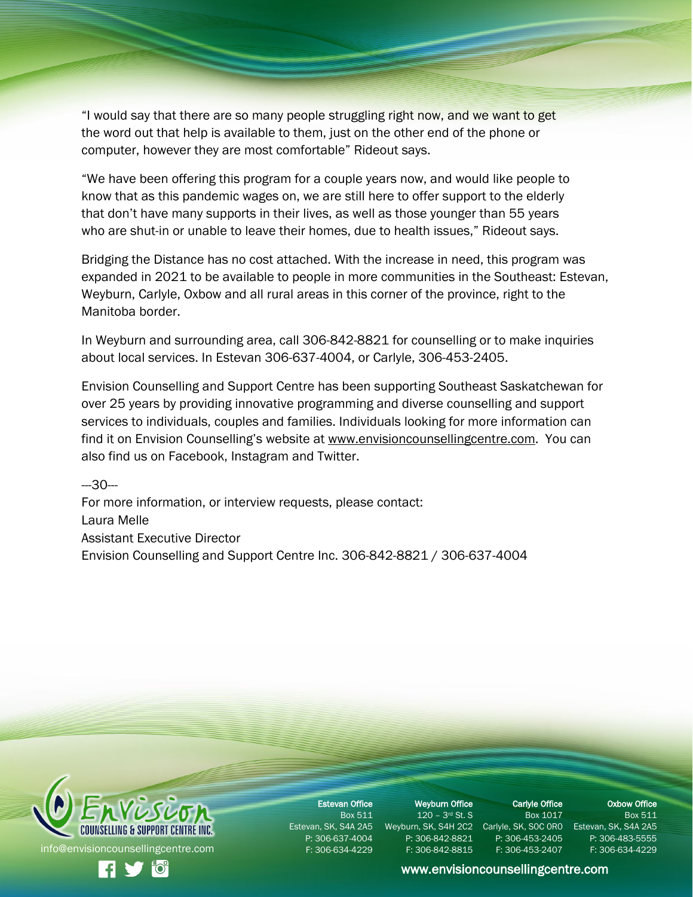"I would say that there are so many people struggling right now, and we want to get the word out that help is available to them, just on the other end of the phone or computer, however they are most comfortable" Rideout says.

"We have been offering this program for a couple years now, and would like people to know that as this pandemic wages on, we are still here to offer support to the elderly that don't have many supports in their lives, as well as those younger than 55 years who are shut-in or unable to leave their homes, due to health issues," Rideout says.

Bridging the Distance has no cost attached. With the increase in need, this program was expanded in 2021 to be available to people in more communities in the Southeast: Estevan, Weyburn, Carlyle, Oxbow and all rural areas in this corner of the province, right to the Manitoba border.

In Weyburn and surrounding area, call 306-842-8821 for counselling or to make inquiries about local services. In Estevan 306-637-4004, or Carlyle, 306-453-2405.

Envision Counselling and Support Centre has been supporting Southeast Saskatchewan for over 25 years by providing innovative programming and diverse counselling and support services to individuals, couples and families. Individuals looking for more information can find it on Envision Counselling's website at www.envisioncounsellingcentre.com. You can also find us on Facebook, Instagram and Twitter.

---30---

For more information, or interview requests, please contact:
Laura Melle
Assistant Executive Director
Envision Counselling and Support Centre Inc. 306-842-8821 / 306-637-4004

Envision
COUNSELLING & SUPPORT CENTRE INC.
info@envisioncounsellingcentre.com

| Estevan Office | Weyburn Office | Carlyle Office | Oxbow Office |
|---|---|---|---|
| Box 511 | 120 – 3rd St. S | Box 1017 | Box 511 |
| Estevan, SK, S4A 2A5 | Weyburn, SK, S4H 2C2 | Carlyle, SK, S0C 0R0 | Estevan, SK, S4A 2A5 |
| P: 306-637-4004 | P: 306-842-8821 | P: 306-453-2405 | P: 306-483-5555 |
| F: 306-634-4229 | F: 306-842-8815 | F: 306-453-2407 | F: 306-634-4229 |

www.envisioncounsellingcentre.com